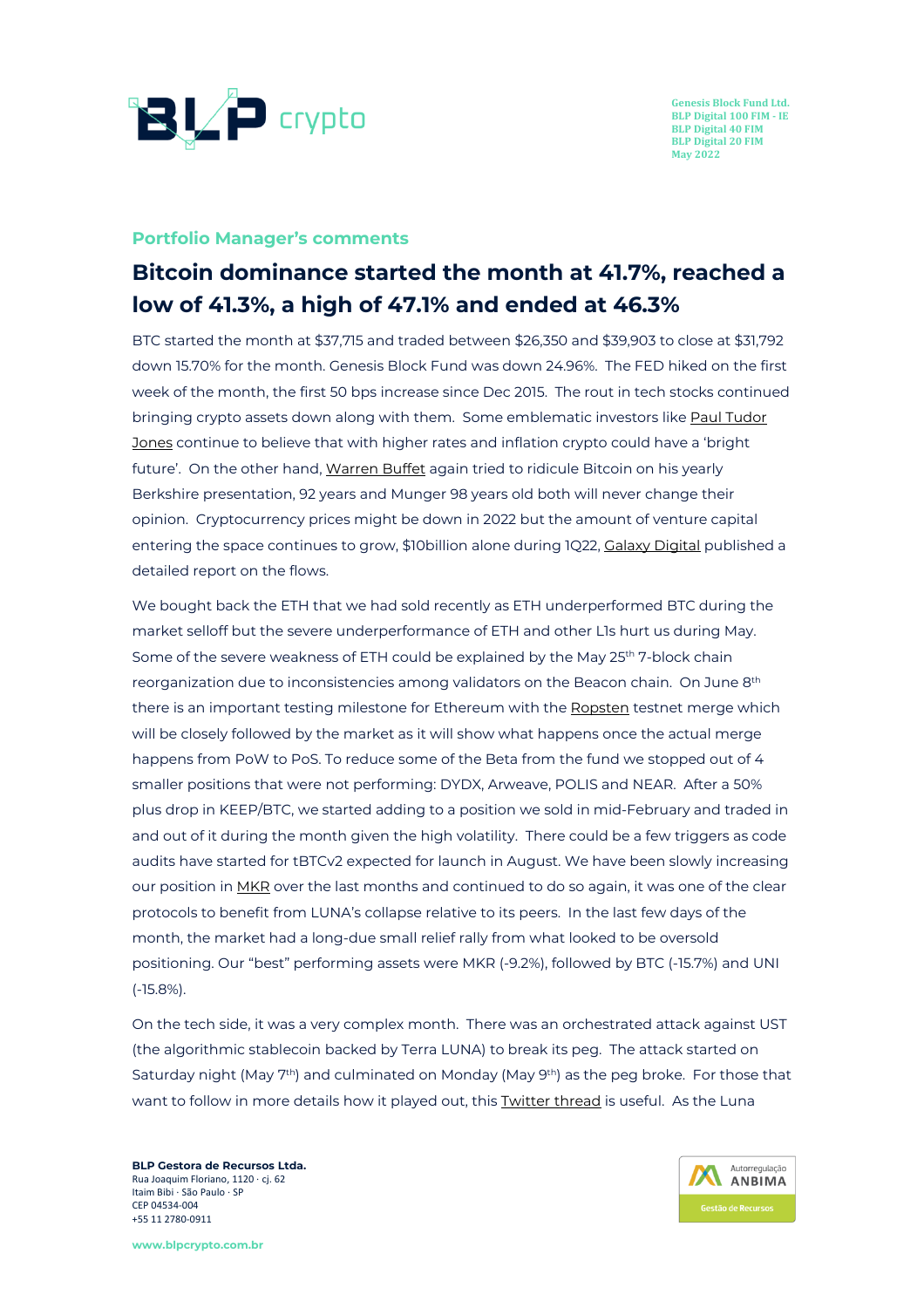Genesis Block Fund Ltd.
BLP Digital 100 FIM - IE
BLP Digital 40 FIM
BLP Digital 20 FIM
May 2022

### Portfolio Manager's comments

## Bitcoin dominance started the month at 41.7%, reached a low of 41.3%, a high of 47.1% and ended at 46.3%

BTC started the month at $37,715 and traded between $26,350 and $39,903 to close at $31,792 down 15.70% for the month. Genesis Block Fund was down 24.96%. The FED hiked on the first week of the month, the first 50 bps increase since Dec 2015. The rout in tech stocks continued bringing crypto assets down along with them. Some emblematic investors like Paul Tudor Jones continue to believe that with higher rates and inflation crypto could have a 'bright future'. On the other hand, Warren Buffet again tried to ridicule Bitcoin on his yearly Berkshire presentation, 92 years and Munger 98 years old both will never change their opinion. Cryptocurrency prices might be down in 2022 but the amount of venture capital entering the space continues to grow, $10billion alone during 1Q22, Galaxy Digital published a detailed report on the flows.

We bought back the ETH that we had sold recently as ETH underperformed BTC during the market selloff but the severe underperformance of ETH and other L1s hurt us during May. Some of the severe weakness of ETH could be explained by the May 25th 7-block chain reorganization due to inconsistencies among validators on the Beacon chain. On June 8th there is an important testing milestone for Ethereum with the Ropsten testnet merge which will be closely followed by the market as it will show what happens once the actual merge happens from PoW to PoS. To reduce some of the Beta from the fund we stopped out of 4 smaller positions that were not performing: DYDX, Arweave, POLIS and NEAR. After a 50% plus drop in KEEP/BTC, we started adding to a position we sold in mid-February and traded in and out of it during the month given the high volatility. There could be a few triggers as code audits have started for tBTCv2 expected for launch in August. We have been slowly increasing our position in MKR over the last months and continued to do so again, it was one of the clear protocols to benefit from LUNA's collapse relative to its peers. In the last few days of the month, the market had a long-due small relief rally from what looked to be oversold positioning. Our "best" performing assets were MKR (-9.2%), followed by BTC (-15.7%) and UNI (-15.8%).

On the tech side, it was a very complex month. There was an orchestrated attack against UST (the algorithmic stablecoin backed by Terra LUNA) to break its peg. The attack started on Saturday night (May 7th) and culminated on Monday (May 9th) as the peg broke. For those that want to follow in more details how it played out, this Twitter thread is useful. As the Luna

**BLP Gestora de Recursos Ltda.**
Rua Joaquim Floriano, 1120 · cj. 62
Itaim Bibi · São Paulo · SP
CEP 04534-004
+55 11 2780-0911

www.blpcrypto.com.br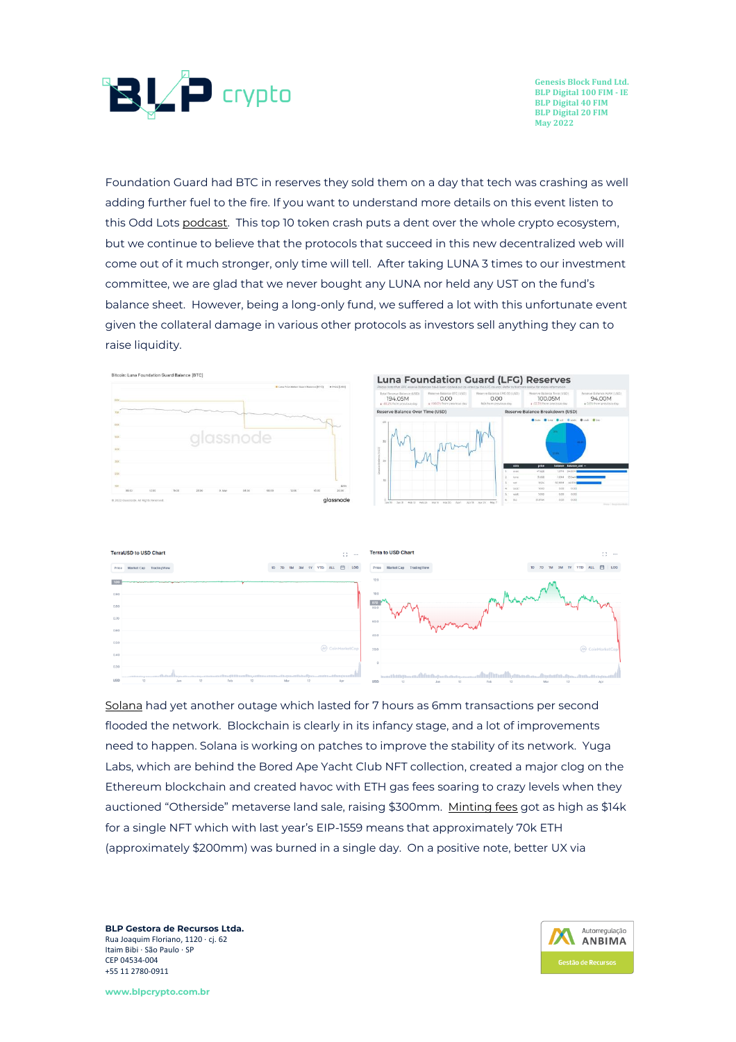Foundation Guard had BTC in reserves they sold them on a day that tech was crashing as well adding further fuel to the fire. If you want to understand more details on this event listen to this Odd Lots podcast. This top 10 token crash puts a dent over the whole crypto ecosystem, but we continue to believe that the protocols that succeed in this new decentralized web will come out of it much stronger, only time will tell. After taking LUNA 3 times to our investment committee, we are glad that we never bought any LUNA nor held any UST on the fund's balance sheet. However, being a long-only fund, we suffered a lot with this unfortunate event given the collateral damage in various other protocols as investors sell anything they can to raise liquidity.

Solana had yet another outage which lasted for 7 hours as 6mm transactions per second flooded the network. Blockchain is clearly in its infancy stage, and a lot of improvements need to happen. Solana is working on patches to improve the stability of its network. Yuga Labs, which are behind the Bored Ape Yacht Club NFT collection, created a major clog on the Ethereum blockchain and created havoc with ETH gas fees soaring to crazy levels when they auctioned "Otherside" metaverse land sale, raising $300mm. Minting fees got as high as $14k for a single NFT which with last year's EIP-1559 means that approximately 70k ETH (approximately $200mm) was burned in a single day. On a positive note, better UX via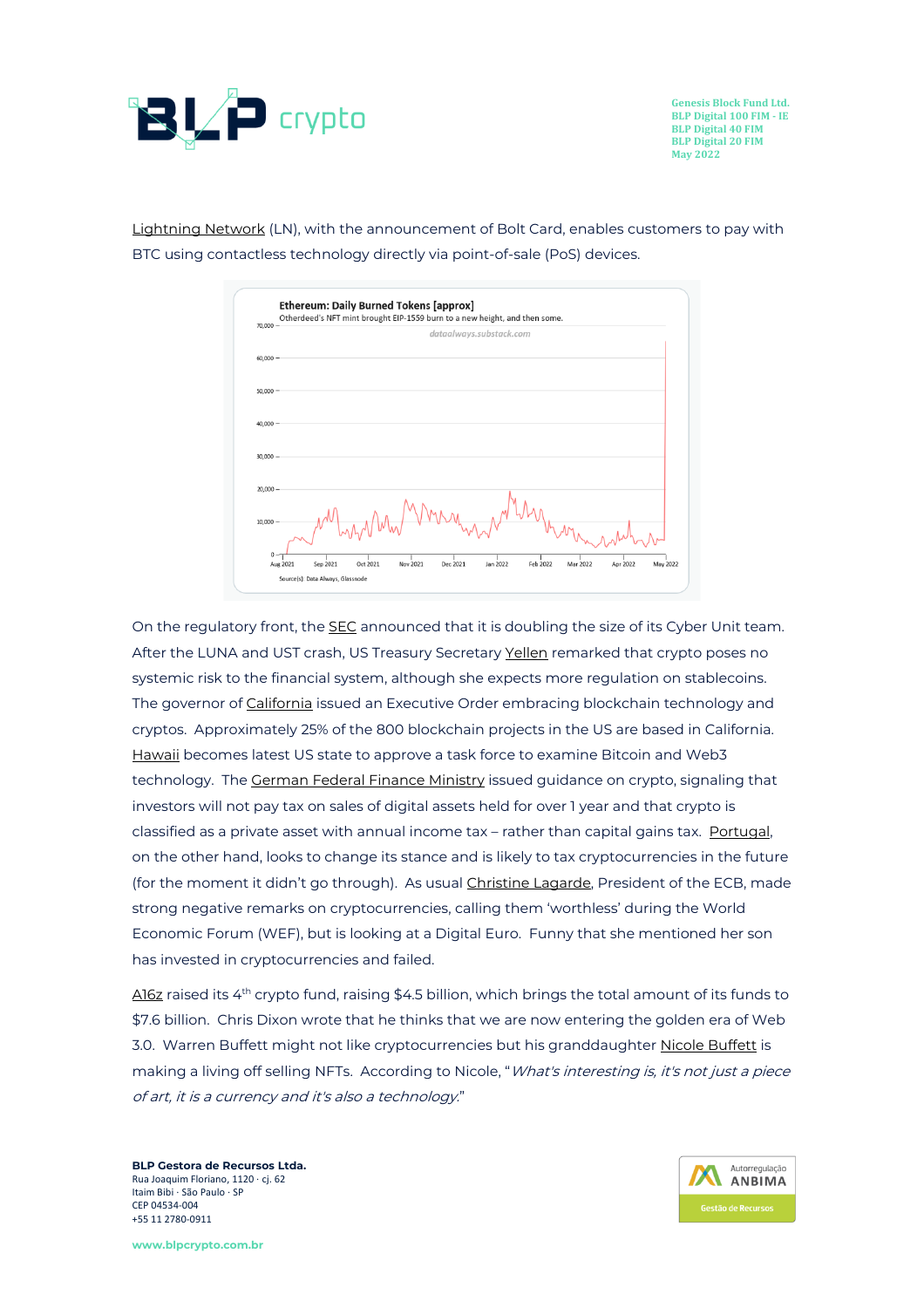Lightning Network (LN), with the announcement of Bolt Card, enables customers to pay with BTC using contactless technology directly via point-of-sale (PoS) devices.

On the regulatory front, the SEC announced that it is doubling the size of its Cyber Unit team. After the LUNA and UST crash, US Treasury Secretary Yellen remarked that crypto poses no systemic risk to the financial system, although she expects more regulation on stablecoins. The governor of California issued an Executive Order embracing blockchain technology and cryptos. Approximately 25% of the 800 blockchain projects in the US are based in California. Hawaii becomes latest US state to approve a task force to examine Bitcoin and Web3 technology. The German Federal Finance Ministry issued guidance on crypto, signaling that investors will not pay tax on sales of digital assets held for over 1 year and that crypto is classified as a private asset with annual income tax – rather than capital gains tax. Portugal, on the other hand, looks to change its stance and is likely to tax cryptocurrencies in the future (for the moment it didn't go through). As usual Christine Lagarde, President of the ECB, made strong negative remarks on cryptocurrencies, calling them 'worthless' during the World Economic Forum (WEF), but is looking at a Digital Euro. Funny that she mentioned her son has invested in cryptocurrencies and failed.

A16z raised its 4th crypto fund, raising $4.5 billion, which brings the total amount of its funds to $7.6 billion. Chris Dixon wrote that he thinks that we are now entering the golden era of Web 3.0. Warren Buffett might not like cryptocurrencies but his granddaughter Nicole Buffett is making a living off selling NFTs. According to Nicole, "*What's interesting is, it's not just a piece of art, it is a currency and it's also a technology.*"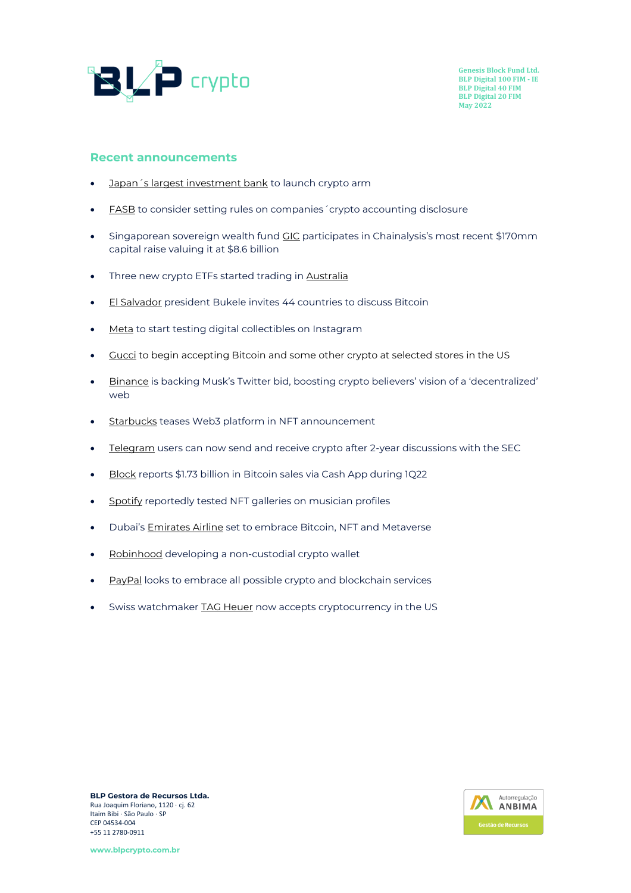Genesis Block Fund Ltd.
BLP Digital 100 FIM - IE
BLP Digital 40 FIM
BLP Digital 20 FIM
May 2022

## Recent announcements

- Japan´s largest investment bank to launch crypto arm
- FASB to consider setting rules on companies´crypto accounting disclosure
- Singaporean sovereign wealth fund GIC participates in Chainalysis's most recent $170mm capital raise valuing it at $8.6 billion
- Three new crypto ETFs started trading in Australia
- El Salvador president Bukele invites 44 countries to discuss Bitcoin
- Meta to start testing digital collectibles on Instagram
- Gucci to begin accepting Bitcoin and some other crypto at selected stores in the US
- Binance is backing Musk's Twitter bid, boosting crypto believers' vision of a 'decentralized' web
- Starbucks teases Web3 platform in NFT announcement
- Telegram users can now send and receive crypto after 2-year discussions with the SEC
- Block reports $1.73 billion in Bitcoin sales via Cash App during 1Q22
- Spotify reportedly tested NFT galleries on musician profiles
- Dubai's Emirates Airline set to embrace Bitcoin, NFT and Metaverse
- Robinhood developing a non-custodial crypto wallet
- PayPal looks to embrace all possible crypto and blockchain services
- Swiss watchmaker TAG Heuer now accepts cryptocurrency in the US

**BLP Gestora de Recursos Ltda.**
Rua Joaquim Floriano, 1120 · cj. 62
Itaim Bibi · São Paulo · SP
CEP 04534-004
+55 11 2780-0911

www.blpcrypto.com.br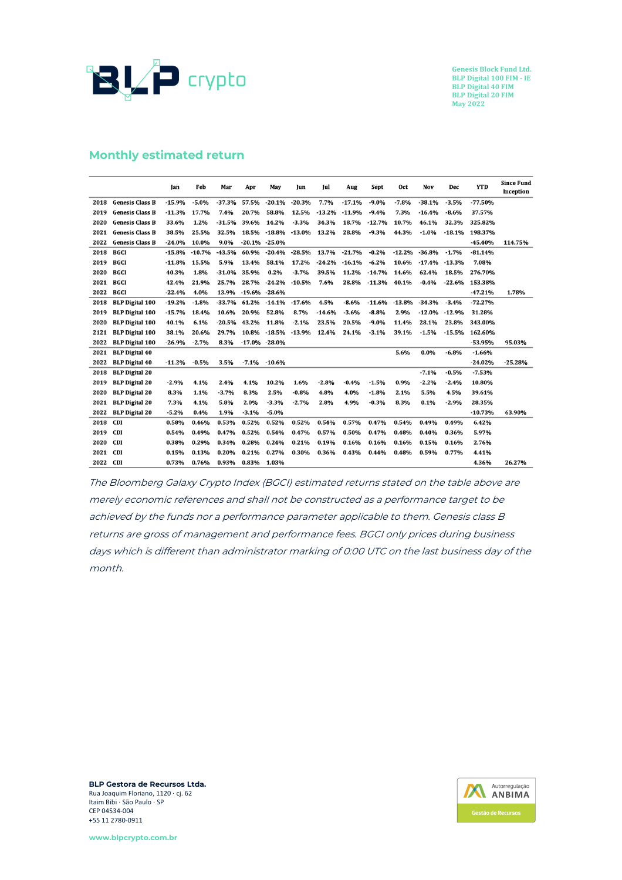Genesis Block Fund Ltd.
BLP Digital 100 FIM - IE
BLP Digital 40 FIM
BLP Digital 20 FIM
May 2022

## Monthly estimated return

| | | Jan | Feb | Mar | Apr | May | Jun | Jul | Aug | Sept | Oct | Nov | Dec | YTD | Since Fund Inception |
|---|---|---|---|---|---|---|---|---|---|---|---|---|---|---|---|
| 2018 | Genesis Class B | -15.9% | -5.0% | -37.3% | 57.5% | -20.1% | -20.3% | 7.7% | -17.1% | -9.0% | -7.8% | -38.1% | -3.5% | -77.50% | |
| 2019 | Genesis Class B | -11.3% | 17.7% | 7.4% | 20.7% | 58.8% | 12.5% | -13.2% | -11.9% | -9.4% | 7.3% | -16.4% | -8.6% | 37.57% | |
| 2020 | Genesis Class B | 33.6% | 1.2% | -31.5% | 39.6% | 14.2% | -3.3% | 34.3% | 18.7% | -12.7% | 10.7% | 46.1% | 32.3% | 325.82% | |
| 2021 | Genesis Class B | 38.5% | 25.5% | 32.5% | 18.5% | -18.8% | -13.0% | 13.2% | 28.8% | -9.3% | 44.3% | -1.0% | -18.1% | 198.37% | |
| 2022 | Genesis Class B | -24.0% | 10.0% | 9.0% | -20.1% | -25.0% | | | | | | | | -45.40% | 114.75% |
| 2018 | BGCI | -15.8% | -10.7% | -43.5% | 60.9% | -20.4% | -28.5% | 13.7% | -21.7% | -0.2% | -12.2% | -36.8% | -1.7% | -81.14% | |
| 2019 | BGCI | -11.8% | 15.5% | 5.9% | 13.4% | 58.1% | 17.2% | -24.2% | -16.1% | -6.2% | 10.6% | -17.4% | -13.3% | 7.08% | |
| 2020 | BGCI | 40.3% | 1.8% | -31.0% | 35.9% | 0.2% | -3.7% | 39.5% | 11.2% | -14.7% | 14.6% | 62.4% | 18.5% | 276.70% | |
| 2021 | BGCI | 42.4% | 21.9% | 25.7% | 28.7% | -24.2% | -10.5% | 7.6% | 28.8% | -11.3% | 40.1% | -0.4% | -22.6% | 153.38% | |
| 2022 | BGCI | -22.4% | 4.0% | 13.9% | -19.6% | -28.6% | | | | | | | | -47.21% | 1.78% |
| 2018 | BLP Digital 100 | -19.2% | -1.8% | -33.7% | 61.2% | -14.1% | -17.6% | 4.5% | -8.6% | -11.6% | -13.8% | -34.3% | -3.4% | -72.27% | |
| 2019 | BLP Digital 100 | -15.7% | 18.4% | 10.6% | 20.9% | 52.8% | 8.7% | -14.6% | -3.6% | -8.8% | 2.9% | -12.0% | -12.9% | 31.28% | |
| 2020 | BLP Digital 100 | 40.1% | 6.1% | -20.5% | 43.2% | 11.8% | -2.1% | 23.5% | 20.5% | -9.0% | 11.4% | 28.1% | 23.8% | 343.00% | |
| 2121 | BLP Digital 100 | 38.1% | 20.6% | 29.7% | 10.8% | -18.5% | -13.9% | 12.4% | 24.1% | -3.1% | 39.1% | -1.5% | -15.5% | 162.60% | |
| 2022 | BLP Digital 100 | -26.9% | -2.7% | 8.3% | -17.0% | -28.0% | | | | | | | | -53.95% | 95.03% |
| 2021 | BLP Digital 40 | | | | | | | | | | 5.6% | 0.0% | -6.8% | -1.66% | |
| 2022 | BLP Digital 40 | -11.2% | -0.5% | 3.5% | -7.1% | -10.6% | | | | | | | | -24.02% | -25.28% |
| 2018 | BLP Digital 20 | | | | | | | | | | | -7.1% | -0.5% | -7.53% | |
| 2019 | BLP Digital 20 | -2.9% | 4.1% | 2.4% | 4.1% | 10.2% | 1.6% | -2.8% | -0.4% | -1.5% | 0.9% | -2.2% | -2.4% | 10.80% | |
| 2020 | BLP Digital 20 | 8.3% | 1.1% | -3.7% | 8.3% | 2.5% | -0.8% | 4.8% | 4.0% | -1.8% | 2.1% | 5.5% | 4.5% | 39.61% | |
| 2021 | BLP Digital 20 | 7.3% | 4.1% | 5.8% | 2.0% | -3.3% | -2.7% | 2.8% | 4.9% | -0.3% | 8.3% | 0.1% | -2.9% | 28.35% | |
| 2022 | BLP Digital 20 | -5.2% | 0.4% | 1.9% | -3.1% | -5.0% | | | | | | | | -10.73% | 63.90% |
| 2018 | CDI | 0.58% | 0.46% | 0.53% | 0.52% | 0.52% | 0.52% | 0.54% | 0.57% | 0.47% | 0.54% | 0.49% | 0.49% | 6.42% | |
| 2019 | CDI | 0.54% | 0.49% | 0.47% | 0.52% | 0.54% | 0.47% | 0.57% | 0.50% | 0.47% | 0.48% | 0.40% | 0.36% | 5.97% | |
| 2020 | CDI | 0.38% | 0.29% | 0.34% | 0.28% | 0.24% | 0.21% | 0.19% | 0.16% | 0.16% | 0.16% | 0.15% | 0.16% | 2.76% | |
| 2021 | CDI | 0.15% | 0.13% | 0.20% | 0.21% | 0.27% | 0.30% | 0.36% | 0.43% | 0.44% | 0.48% | 0.59% | 0.77% | 4.41% | |
| 2022 | CDI | 0.73% | 0.76% | 0.93% | 0.83% | 1.03% | | | | | | | | 4.36% | 26.27% |

*The Bloomberg Galaxy Crypto Index (BGCI) estimated returns stated on the table above are merely economic references and shall not be constructed as a performance target to be achieved by the funds nor a performance parameter applicable to them. Genesis class B returns are gross of management and performance fees. BGCI only prices during business days which is different than administrator marking of 0:00 UTC on the last business day of the month.*

**BLP Gestora de Recursos Ltda.**
Rua Joaquim Floriano, 1120 · cj. 62
Itaim Bibi · São Paulo · SP
CEP 04534-004
+55 11 2780-0911

www.blpcrypto.com.br

Autorregulação ANBIMA
Gestão de Recursos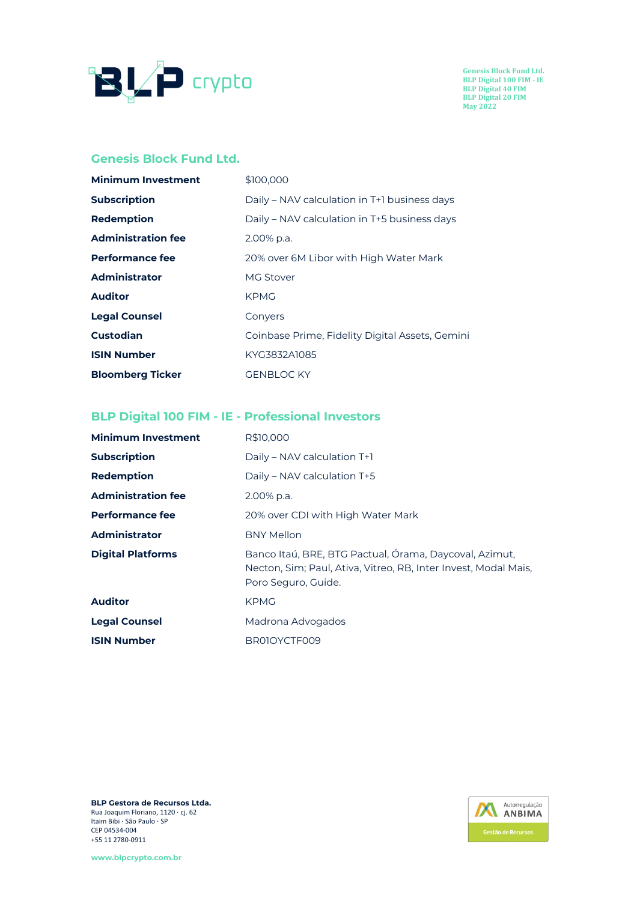## Genesis Block Fund Ltd.

| | |
|---|---|
| **Minimum Investment** | $100,000 |
| **Subscription** | Daily – NAV calculation in T+1 business days |
| **Redemption** | Daily – NAV calculation in T+5 business days |
| **Administration fee** | 2.00% p.a. |
| **Performance fee** | 20% over 6M Libor with High Water Mark |
| **Administrator** | MG Stover |
| **Auditor** | KPMG |
| **Legal Counsel** | Conyers |
| **Custodian** | Coinbase Prime, Fidelity Digital Assets, Gemini |
| **ISIN Number** | KYG3832A1085 |
| **Bloomberg Ticker** | GENBLOC KY |

## BLP Digital 100 FIM - IE - Professional Investors

| | |
|---|---|
| **Minimum Investment** | R$10,000 |
| **Subscription** | Daily – NAV calculation T+1 |
| **Redemption** | Daily – NAV calculation T+5 |
| **Administration fee** | 2.00% p.a. |
| **Performance fee** | 20% over CDI with High Water Mark |
| **Administrator** | BNY Mellon |
| **Digital Platforms** | Banco Itaú, BRE, BTG Pactual, Órama, Daycoval, Azimut, Necton, Sim; Paul, Ativa, Vitreo, RB, Inter Invest, Modal Mais, Poro Seguro, Guide. |
| **Auditor** | KPMG |
| **Legal Counsel** | Madrona Advogados |
| **ISIN Number** | BR01OYCTF009 |

**BLP Gestora de Recursos Ltda.**
Rua Joaquim Floriano, 1120 · cj. 62
Itaim Bibi · São Paulo · SP
CEP 04534-004
+55 11 2780-0911

www.blpcrypto.com.br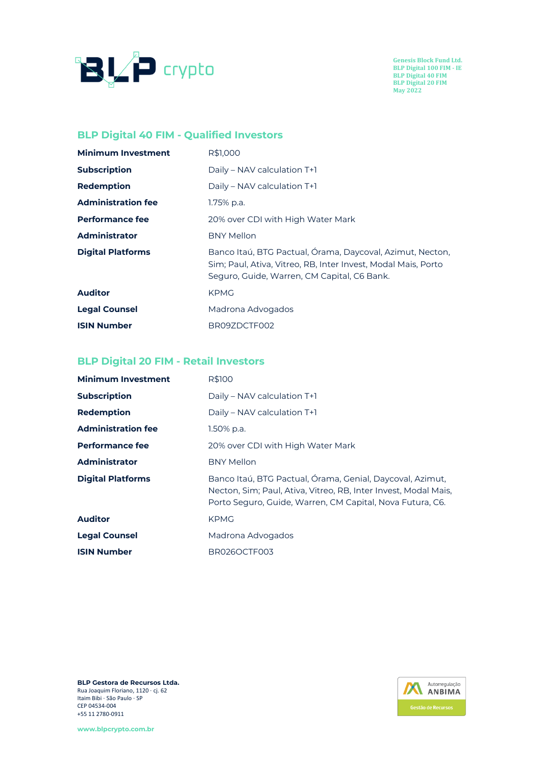## BLP Digital 40 FIM - Qualified Investors

| | |
|---|---|
| **Minimum Investment** | R$1,000 |
| **Subscription** | Daily – NAV calculation T+1 |
| **Redemption** | Daily – NAV calculation T+1 |
| **Administration fee** | 1.75% p.a. |
| **Performance fee** | 20% over CDI with High Water Mark |
| **Administrator** | BNY Mellon |
| **Digital Platforms** | Banco Itaú, BTG Pactual, Órama, Daycoval, Azimut, Necton, Sim; Paul, Ativa, Vitreo, RB, Inter Invest, Modal Mais, Porto Seguro, Guide, Warren, CM Capital, C6 Bank. |
| **Auditor** | KPMG |
| **Legal Counsel** | Madrona Advogados |
| **ISIN Number** | BR09ZDCTF002 |

## BLP Digital 20 FIM - Retail Investors

| | |
|---|---|
| **Minimum Investment** | R$100 |
| **Subscription** | Daily – NAV calculation T+1 |
| **Redemption** | Daily – NAV calculation T+1 |
| **Administration fee** | 1.50% p.a. |
| **Performance fee** | 20% over CDI with High Water Mark |
| **Administrator** | BNY Mellon |
| **Digital Platforms** | Banco Itaú, BTG Pactual, Órama, Genial, Daycoval, Azimut, Necton, Sim; Paul, Ativa, Vitreo, RB, Inter Invest, Modal Mais, Porto Seguro, Guide, Warren, CM Capital, Nova Futura, C6. |
| **Auditor** | KPMG |
| **Legal Counsel** | Madrona Advogados |
| **ISIN Number** | BR026OCTF003 |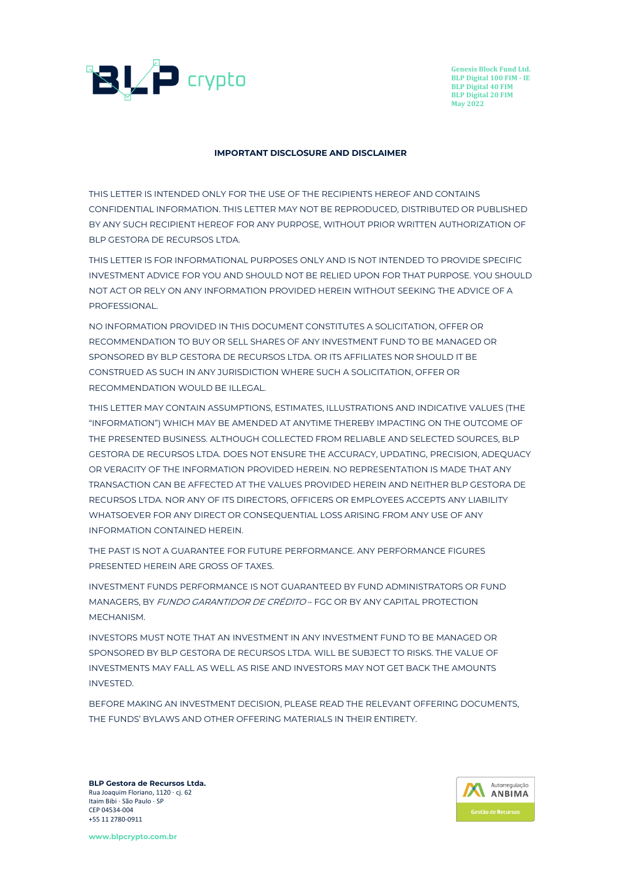Genesis Block Fund Ltd.
BLP Digital 100 FIM - IE
BLP Digital 40 FIM
BLP Digital 20 FIM
May 2022

## IMPORTANT DISCLOSURE AND DISCLAIMER

THIS LETTER IS INTENDED ONLY FOR THE USE OF THE RECIPIENTS HEREOF AND CONTAINS CONFIDENTIAL INFORMATION. THIS LETTER MAY NOT BE REPRODUCED, DISTRIBUTED OR PUBLISHED BY ANY SUCH RECIPIENT HEREOF FOR ANY PURPOSE, WITHOUT PRIOR WRITTEN AUTHORIZATION OF BLP GESTORA DE RECURSOS LTDA.

THIS LETTER IS FOR INFORMATIONAL PURPOSES ONLY AND IS NOT INTENDED TO PROVIDE SPECIFIC INVESTMENT ADVICE FOR YOU AND SHOULD NOT BE RELIED UPON FOR THAT PURPOSE. YOU SHOULD NOT ACT OR RELY ON ANY INFORMATION PROVIDED HEREIN WITHOUT SEEKING THE ADVICE OF A PROFESSIONAL.

NO INFORMATION PROVIDED IN THIS DOCUMENT CONSTITUTES A SOLICITATION, OFFER OR RECOMMENDATION TO BUY OR SELL SHARES OF ANY INVESTMENT FUND TO BE MANAGED OR SPONSORED BY BLP GESTORA DE RECURSOS LTDA. OR ITS AFFILIATES NOR SHOULD IT BE CONSTRUED AS SUCH IN ANY JURISDICTION WHERE SUCH A SOLICITATION, OFFER OR RECOMMENDATION WOULD BE ILLEGAL.

THIS LETTER MAY CONTAIN ASSUMPTIONS, ESTIMATES, ILLUSTRATIONS AND INDICATIVE VALUES (THE "INFORMATION") WHICH MAY BE AMENDED AT ANYTIME THEREBY IMPACTING ON THE OUTCOME OF THE PRESENTED BUSINESS. ALTHOUGH COLLECTED FROM RELIABLE AND SELECTED SOURCES, BLP GESTORA DE RECURSOS LTDA. DOES NOT ENSURE THE ACCURACY, UPDATING, PRECISION, ADEQUACY OR VERACITY OF THE INFORMATION PROVIDED HEREIN. NO REPRESENTATION IS MADE THAT ANY TRANSACTION CAN BE AFFECTED AT THE VALUES PROVIDED HEREIN AND NEITHER BLP GESTORA DE RECURSOS LTDA. NOR ANY OF ITS DIRECTORS, OFFICERS OR EMPLOYEES ACCEPTS ANY LIABILITY WHATSOEVER FOR ANY DIRECT OR CONSEQUENTIAL LOSS ARISING FROM ANY USE OF ANY INFORMATION CONTAINED HEREIN.

THE PAST IS NOT A GUARANTEE FOR FUTURE PERFORMANCE. ANY PERFORMANCE FIGURES PRESENTED HEREIN ARE GROSS OF TAXES.

INVESTMENT FUNDS PERFORMANCE IS NOT GUARANTEED BY FUND ADMINISTRATORS OR FUND MANAGERS, BY *FUNDO GARANTIDOR DE CRÉDITO* – FGC OR BY ANY CAPITAL PROTECTION MECHANISM.

INVESTORS MUST NOTE THAT AN INVESTMENT IN ANY INVESTMENT FUND TO BE MANAGED OR SPONSORED BY BLP GESTORA DE RECURSOS LTDA. WILL BE SUBJECT TO RISKS. THE VALUE OF INVESTMENTS MAY FALL AS WELL AS RISE AND INVESTORS MAY NOT GET BACK THE AMOUNTS INVESTED.

BEFORE MAKING AN INVESTMENT DECISION, PLEASE READ THE RELEVANT OFFERING DOCUMENTS, THE FUNDS' BYLAWS AND OTHER OFFERING MATERIALS IN THEIR ENTIRETY.

**BLP Gestora de Recursos Ltda.**
Rua Joaquim Floriano, 1120 · cj. 62
Itaim Bibi · São Paulo · SP
CEP 04534-004
+55 11 2780-0911

www.blpcrypto.com.br